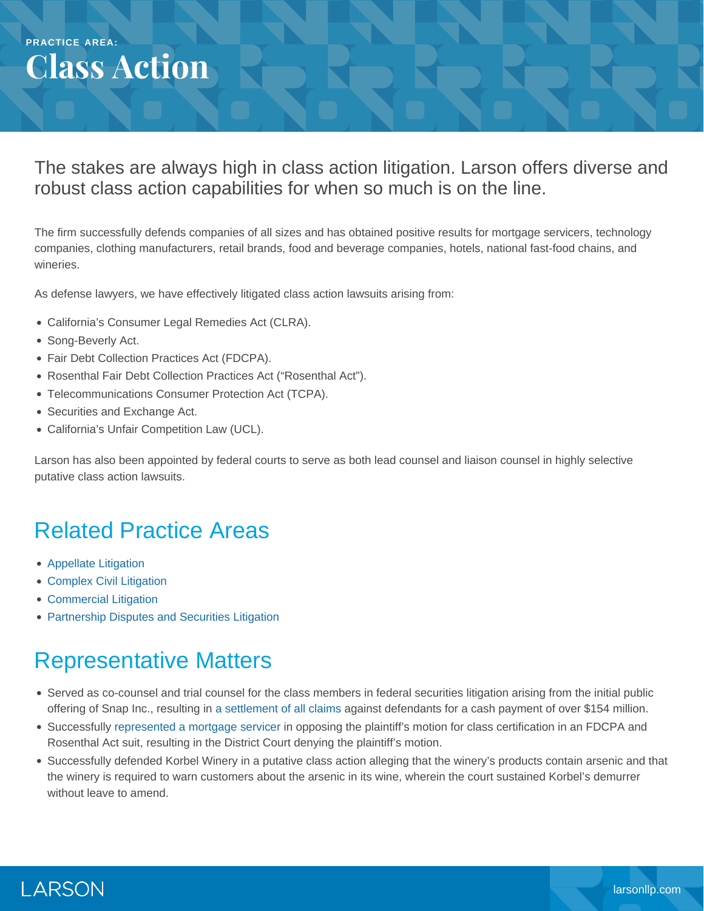PRACTICE AREA:

# Class Action

The stakes are always high in class action litigation. Larson offers diverse and robust class action capabilities for when so much is on the line.

The firm successfully defends companies of all sizes and has obtained positive results for mortgage servicers, technology companies, clothing manufacturers, retail brands, food and beverage companies, hotels, national fast-food chains, and wineries.

As defense lawyers, we have effectively litigated class action lawsuits arising from:

- California's Consumer Legal Remedies Act (CLRA).
- Song-Beverly Act.
- Fair Debt Collection Practices Act (FDCPA).
- Rosenthal Fair Debt Collection Practices Act ("Rosenthal Act").
- Telecommunications Consumer Protection Act (TCPA).
- Securities and Exchange Act.
- California's Unfair Competition Law (UCL).

Larson has also been appointed by federal courts to serve as both lead counsel and liaison counsel in highly selective putative class action lawsuits.

## Related Practice Areas

- Appellate Litigation
- Complex Civil Litigation
- Commercial Litigation
- Partnership Disputes and Securities Litigation

## Representative Matters

- Served as co-counsel and trial counsel for the class members in federal securities litigation arising from the initial public offering of Snap Inc., resulting in a settlement of all claims against defendants for a cash payment of over $154 million.
- Successfully represented a mortgage servicer in opposing the plaintiff's motion for class certification in an FDCPA and Rosenthal Act suit, resulting in the District Court denying the plaintiff's motion.
- Successfully defended Korbel Winery in a putative class action alleging that the winery's products contain arsenic and that the winery is required to warn customers about the arsenic in its wine, wherein the court sustained Korbel's demurrer without leave to amend.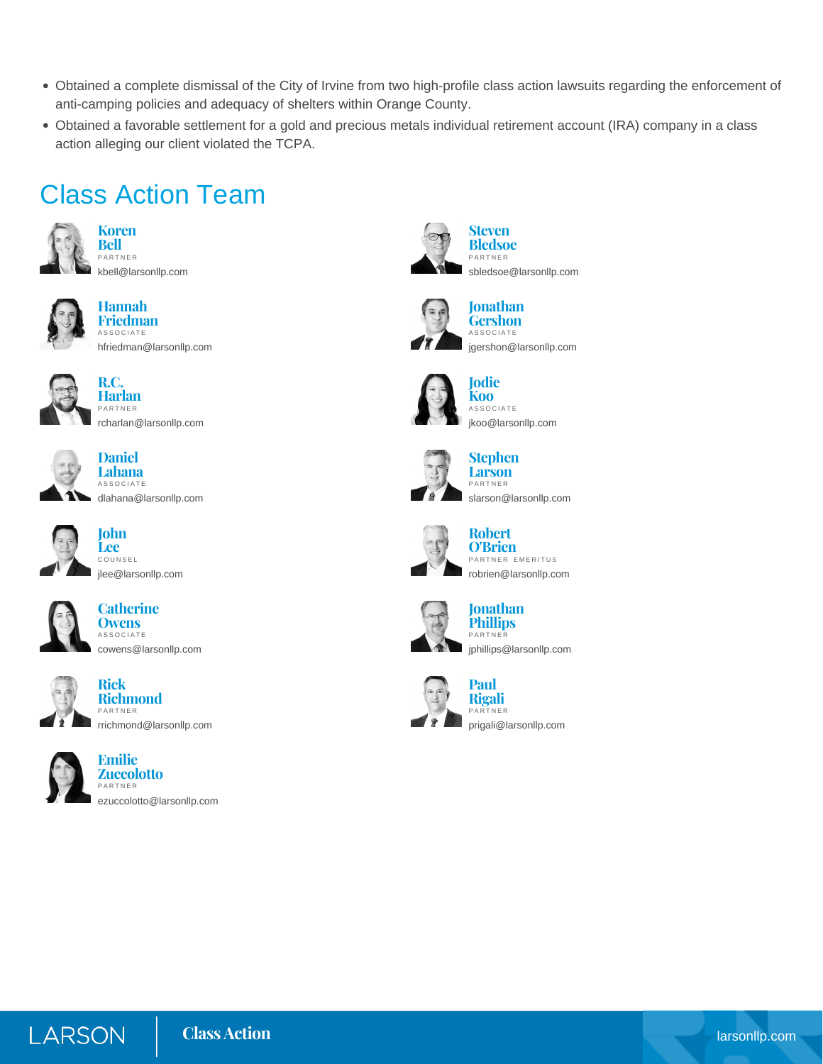- Obtained a complete dismissal of the City of Irvine from two high-profile class action lawsuits regarding the enforcement of anti-camping policies and adequacy of shelters within Orange County.
- Obtained a favorable settlement for a gold and precious metals individual retirement account (IRA) company in a class action alleging our client violated the TCPA.

## Class Action Team

**Koren Bell**
PARTNER
kbell@larsonllp.com

**Hannah Friedman**
ASSOCIATE
hfriedman@larsonllp.com

**R.C. Harlan**
PARTNER
rcharlan@larsonllp.com

**Daniel Lahana**
ASSOCIATE
dlahana@larsonllp.com

**John Lee**
COUNSEL
jlee@larsonllp.com

**Catherine Owens**
ASSOCIATE
cowens@larsonllp.com

**Rick Richmond**
PARTNER
rrichmond@larsonllp.com

**Emilie Zuccolotto**
PARTNER
ezuccolotto@larsonllp.com

**Steven Bledsoe**
PARTNER
sbledsoe@larsonllp.com

**Jonathan Gershon**
ASSOCIATE
jgershon@larsonllp.com

**Jodie Koo**
ASSOCIATE
jkoo@larsonllp.com

**Stephen Larson**
PARTNER
slarson@larsonllp.com

**Robert O'Brien**
PARTNER EMERITUS
robrien@larsonllp.com

**Jonathan Phillips**
PARTNER
jphillips@larsonllp.com

**Paul Rigali**
PARTNER
prigali@larsonllp.com